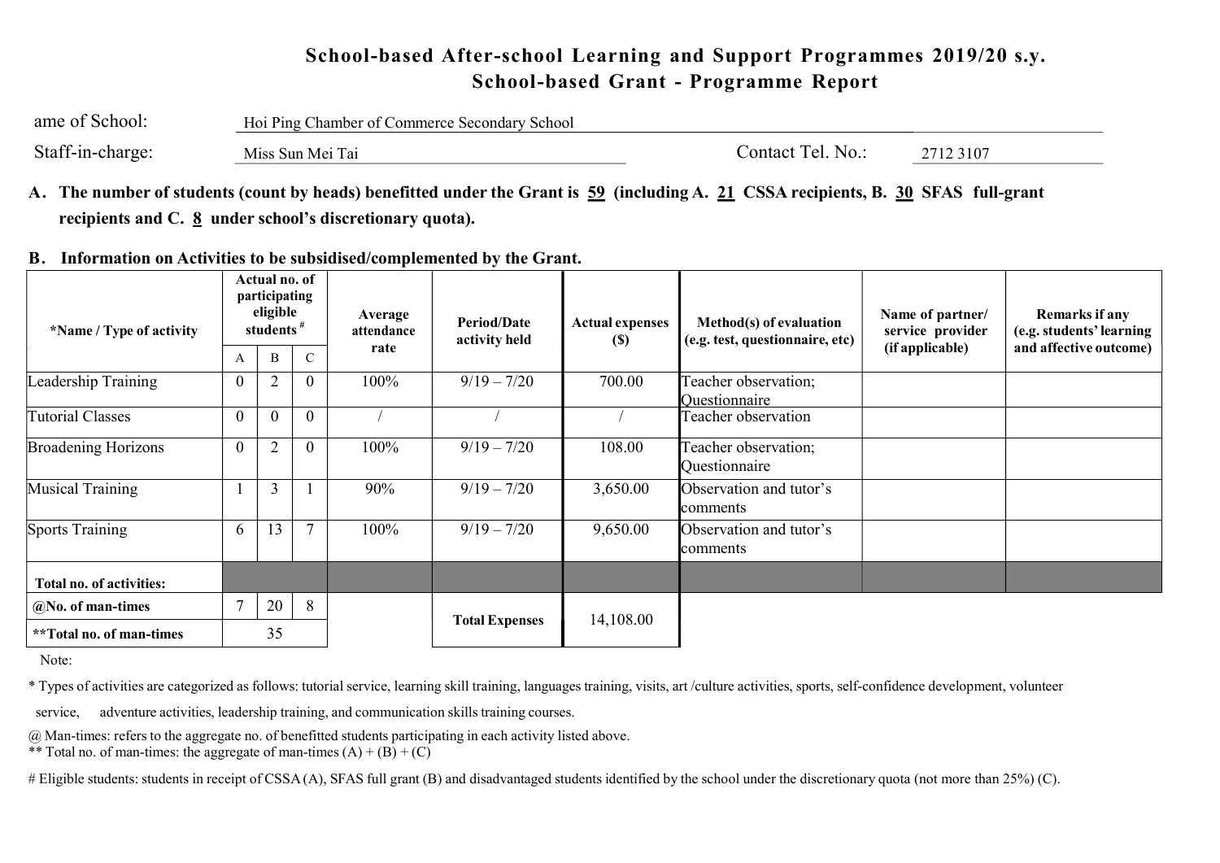# School-based After-school Learning and Support Programmes 2019/20 s.y.
## School-based Grant - Programme Report

ame of School: Hoi Ping Chamber of Commerce Secondary School

Staff-in-charge: Miss Sun Mei Tai Contact Tel. No.: 2712 3107

**A. The number of students (count by heads) benefitted under the Grant is 59 (including A. 21 CSSA recipients, B. 30 SFAS full-grant recipients and C. 8 under school's discretionary quota).**

**B. Information on Activities to be subsidised/complemented by the Grant.**

| *Name / Type of activity | Actual no. of participating eligible students # | | | Average attendance rate | Period/Date activity held | Actual expenses ($) | Method(s) of evaluation (e.g. test, questionnaire, etc) | Name of partner/ service provider (if applicable) | Remarks if any (e.g. students' learning and affective outcome) |
|---|---|---|---|---|---|---|---|---|---|
| | A | B | C | | | | | | |
| Leadership Training | 0 | 2 | 0 | 100% | 9/19 – 7/20 | 700.00 | Teacher observation; Questionnaire | | |
| Tutorial Classes | 0 | 0 | 0 | / | / | / | Teacher observation | | |
| Broadening Horizons | 0 | 2 | 0 | 100% | 9/19 – 7/20 | 108.00 | Teacher observation; Questionnaire | | |
| Musical Training | 1 | 3 | 1 | 90% | 9/19 – 7/20 | 3,650.00 | Observation and tutor's comments | | |
| Sports Training | 6 | 13 | 7 | 100% | 9/19 – 7/20 | 9,650.00 | Observation and tutor's comments | | |
| **Total no. of activities:** | | | | | | | | | |
| **@No. of man-times** | 7 | 20 | 8 | | **Total Expenses** | 14,108.00 | | | |
| **\*\*Total no. of man-times** | 35 | | | | | | | | |

Note:

\* Types of activities are categorized as follows: tutorial service, learning skill training, languages training, visits, art /culture activities, sports, self-confidence development, volunteer service, adventure activities, leadership training, and communication skills training courses.

@ Man-times: refers to the aggregate no. of benefitted students participating in each activity listed above.

** Total no. of man-times: the aggregate of man-times (A) + (B) + (C)

# Eligible students: students in receipt of CSSA (A), SFAS full grant (B) and disadvantaged students identified by the school under the discretionary quota (not more than 25%) (C).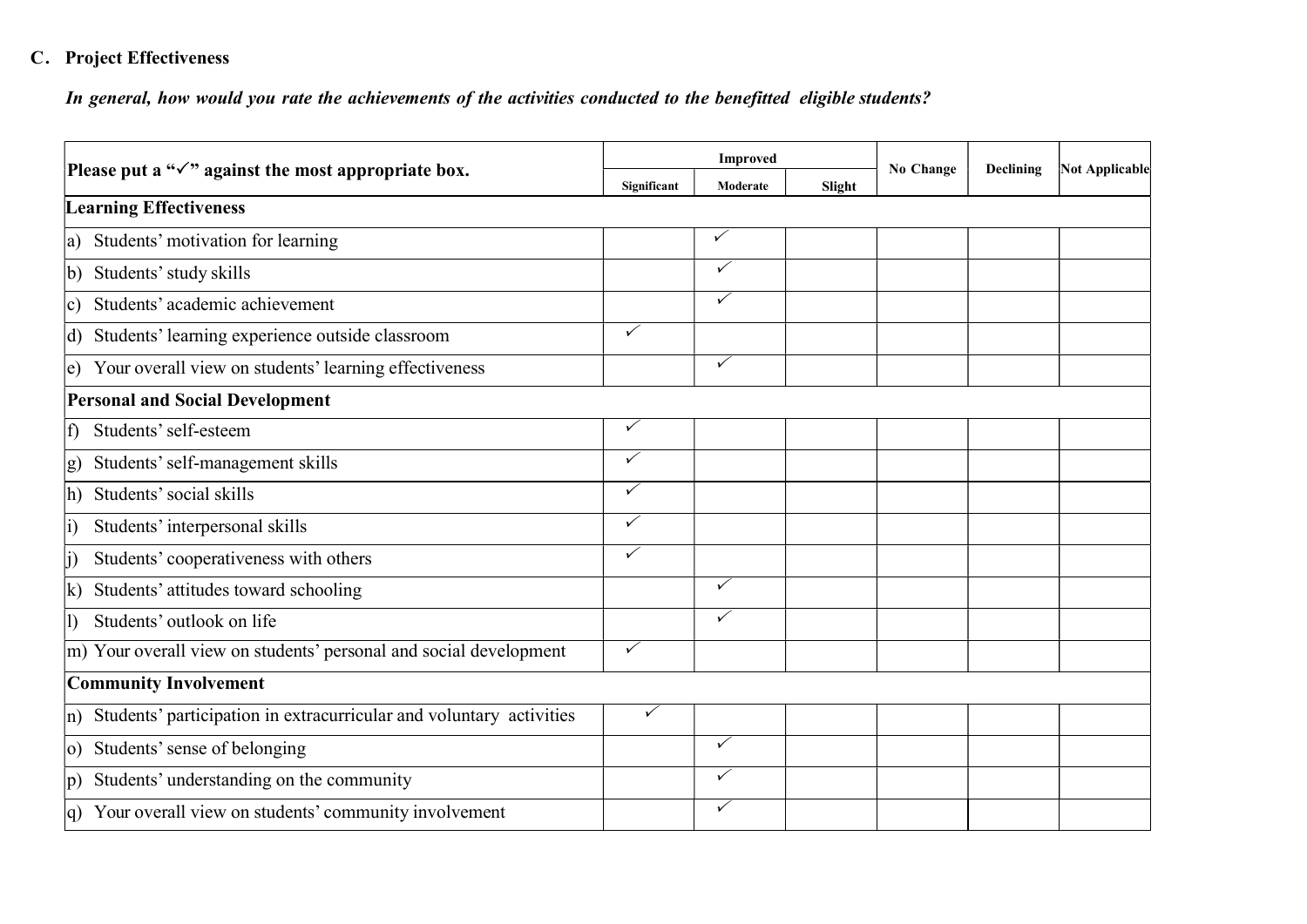## C. Project Effectiveness

***In general, how would you rate the achievements of the activities conducted to the benefitted eligible students?***

| Please put a "✓" against the most appropriate box. | Improved | | | No Change | Declining | Not Applicable |
|---|---|---|---|---|---|---|
| | Significant | Moderate | Slight | | | |
| **Learning Effectiveness** | | | | | | |
| a) Students' motivation for learning | | ✓ | | | | |
| b) Students' study skills | | ✓ | | | | |
| c) Students' academic achievement | | ✓ | | | | |
| d) Students' learning experience outside classroom | ✓ | | | | | |
| e) Your overall view on students' learning effectiveness | | ✓ | | | | |
| **Personal and Social Development** | | | | | | |
| f) Students' self-esteem | ✓ | | | | | |
| g) Students' self-management skills | ✓ | | | | | |
| h) Students' social skills | ✓ | | | | | |
| i) Students' interpersonal skills | ✓ | | | | | |
| j) Students' cooperativeness with others | ✓ | | | | | |
| k) Students' attitudes toward schooling | | ✓ | | | | |
| l) Students' outlook on life | | ✓ | | | | |
| m) Your overall view on students' personal and social development | ✓ | | | | | |
| **Community Involvement** | | | | | | |
| n) Students' participation in extracurricular and voluntary activities | ✓ | | | | | |
| o) Students' sense of belonging | | ✓ | | | | |
| p) Students' understanding on the community | | ✓ | | | | |
| q) Your overall view on students' community involvement | | ✓ | | | | |